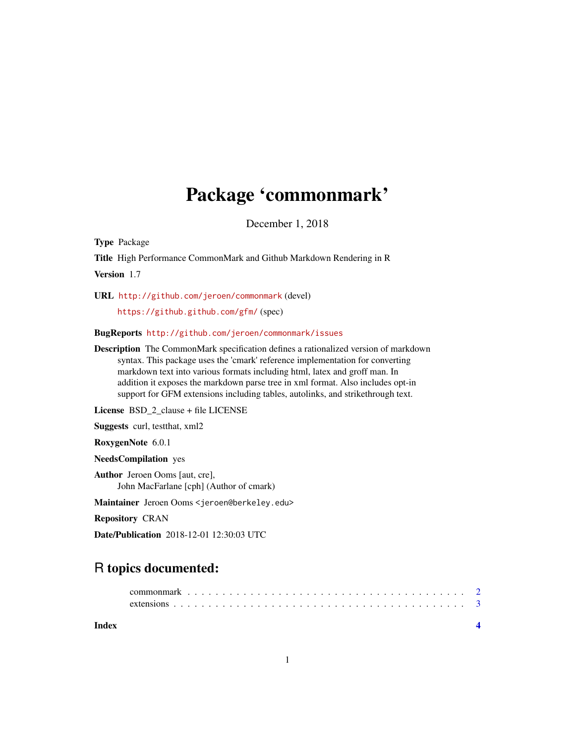# Package 'commonmark'

December 1, 2018

**Type** Package

**Title** High Performance CommonMark and Github Markdown Rendering in R

**Version** 1.7

**URL** http://github.com/jeroen/commonmark (devel)
https://github.github.com/gfm/ (spec)

**BugReports** http://github.com/jeroen/commonmark/issues

**Description** The CommonMark specification defines a rationalized version of markdown syntax. This package uses the 'cmark' reference implementation for converting markdown text into various formats including html, latex and groff man. In addition it exposes the markdown parse tree in xml format. Also includes opt-in support for GFM extensions including tables, autolinks, and strikethrough text.

**License** BSD_2_clause + file LICENSE

**Suggests** curl, testthat, xml2

**RoxygenNote** 6.0.1

**NeedsCompilation** yes

**Author** Jeroen Ooms [aut, cre],
John MacFarlane [cph] (Author of cmark)

**Maintainer** Jeroen Ooms <jeroen@berkeley.edu>

**Repository** CRAN

**Date/Publication** 2018-12-01 12:30:03 UTC

## R topics documented:

- commonmark . . . . . . . . . . . . . . . . . . . . . . . . . . . . . . . . . . . . . . 2
- extensions . . . . . . . . . . . . . . . . . . . . . . . . . . . . . . . . . . . . . . . 3

**Index** **4**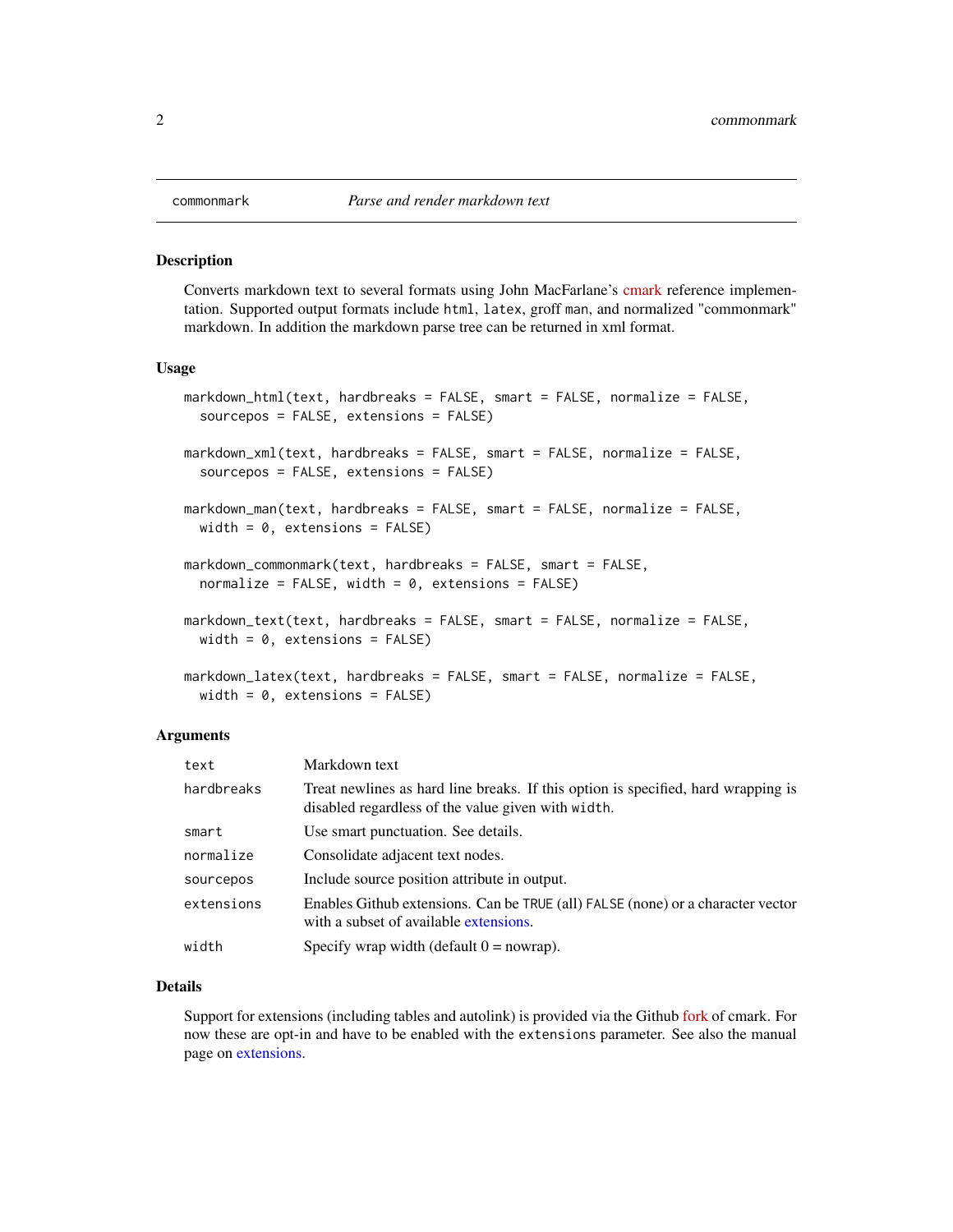## commonmark — *Parse and render markdown text*

### Description

Converts markdown text to several formats using John MacFarlane's cmark reference implementation. Supported output formats include `html`, `latex`, groff `man`, and normalized "commonmark" markdown. In addition the markdown parse tree can be returned in xml format.

### Usage

```
markdown_html(text, hardbreaks = FALSE, smart = FALSE, normalize = FALSE,
  sourcepos = FALSE, extensions = FALSE)

markdown_xml(text, hardbreaks = FALSE, smart = FALSE, normalize = FALSE,
  sourcepos = FALSE, extensions = FALSE)

markdown_man(text, hardbreaks = FALSE, smart = FALSE, normalize = FALSE,
  width = 0, extensions = FALSE)

markdown_commonmark(text, hardbreaks = FALSE, smart = FALSE,
  normalize = FALSE, width = 0, extensions = FALSE)

markdown_text(text, hardbreaks = FALSE, smart = FALSE, normalize = FALSE,
  width = 0, extensions = FALSE)

markdown_latex(text, hardbreaks = FALSE, smart = FALSE, normalize = FALSE,
  width = 0, extensions = FALSE)
```

### Arguments

| | |
|---|---|
| `text` | Markdown text |
| `hardbreaks` | Treat newlines as hard line breaks. If this option is specified, hard wrapping is disabled regardless of the value given with `width`. |
| `smart` | Use smart punctuation. See details. |
| `normalize` | Consolidate adjacent text nodes. |
| `sourcepos` | Include source position attribute in output. |
| `extensions` | Enables Github extensions. Can be `TRUE` (all) `FALSE` (none) or a character vector with a subset of available extensions. |
| `width` | Specify wrap width (default 0 = nowrap). |

### Details

Support for extensions (including tables and autolink) is provided via the Github fork of cmark. For now these are opt-in and have to be enabled with the `extensions` parameter. See also the manual page on extensions.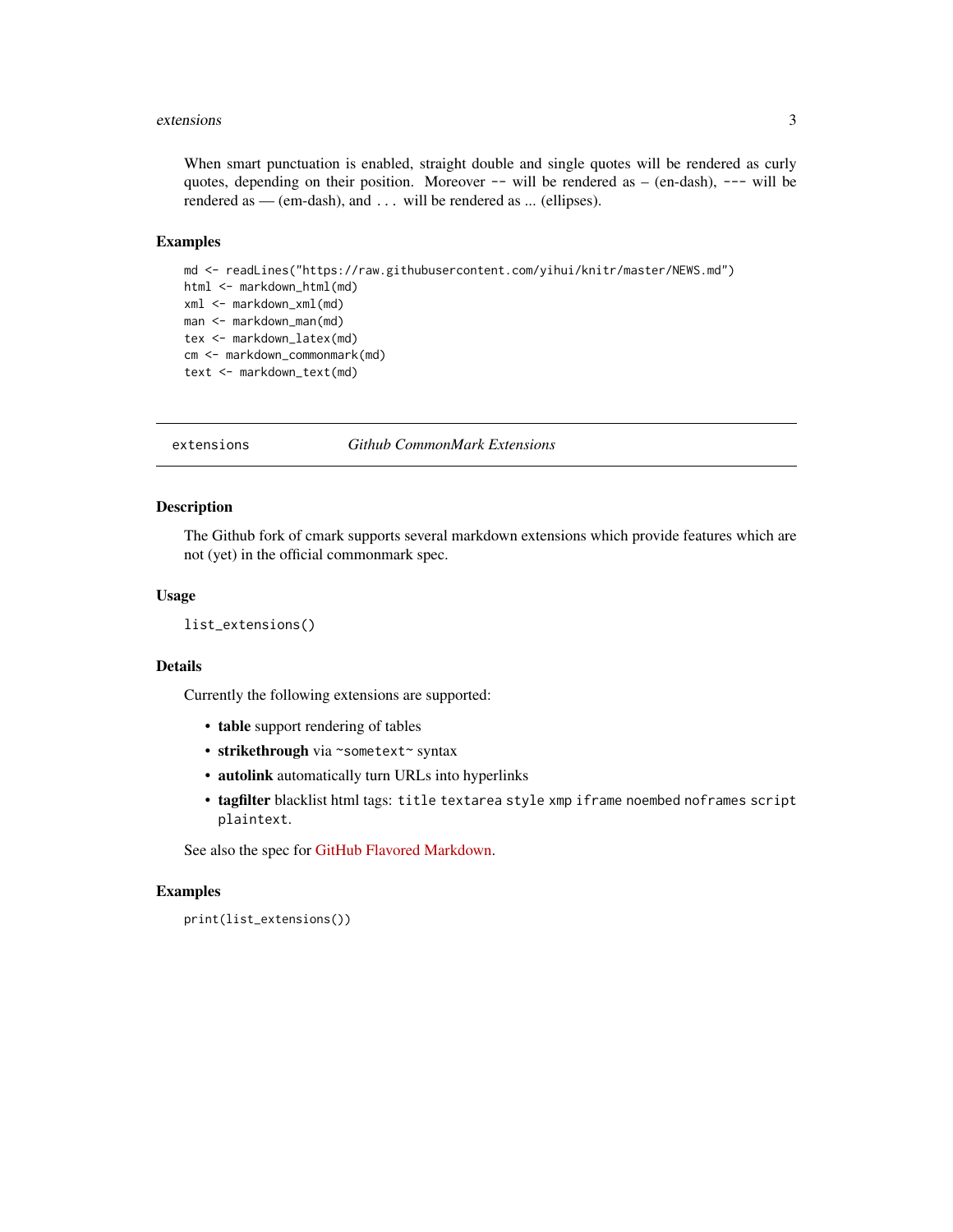When smart punctuation is enabled, straight double and single quotes will be rendered as curly quotes, depending on their position. Moreover `--` will be rendered as – (en-dash), `---` will be rendered as — (em-dash), and `...` will be rendered as ... (ellipses).

### Examples

```
md <- readLines("https://raw.githubusercontent.com/yihui/knitr/master/NEWS.md")
html <- markdown_html(md)
xml <- markdown_xml(md)
man <- markdown_man(md)
tex <- markdown_latex(md)
cm <- markdown_commonmark(md)
text <- markdown_text(md)
```

---

## extensions — *Github CommonMark Extensions*

---

### Description

The Github fork of cmark supports several markdown extensions which provide features which are not (yet) in the official commonmark spec.

### Usage

```
list_extensions()
```

### Details

Currently the following extensions are supported:

- **table** support rendering of tables
- **strikethrough** via `~sometext~` syntax
- **autolink** automatically turn URLs into hyperlinks
- **tagfilter** blacklist html tags: `title` `textarea` `style` `xmp` `iframe` `noembed` `noframes` `script` `plaintext`.

See also the spec for GitHub Flavored Markdown.

### Examples

```
print(list_extensions())
```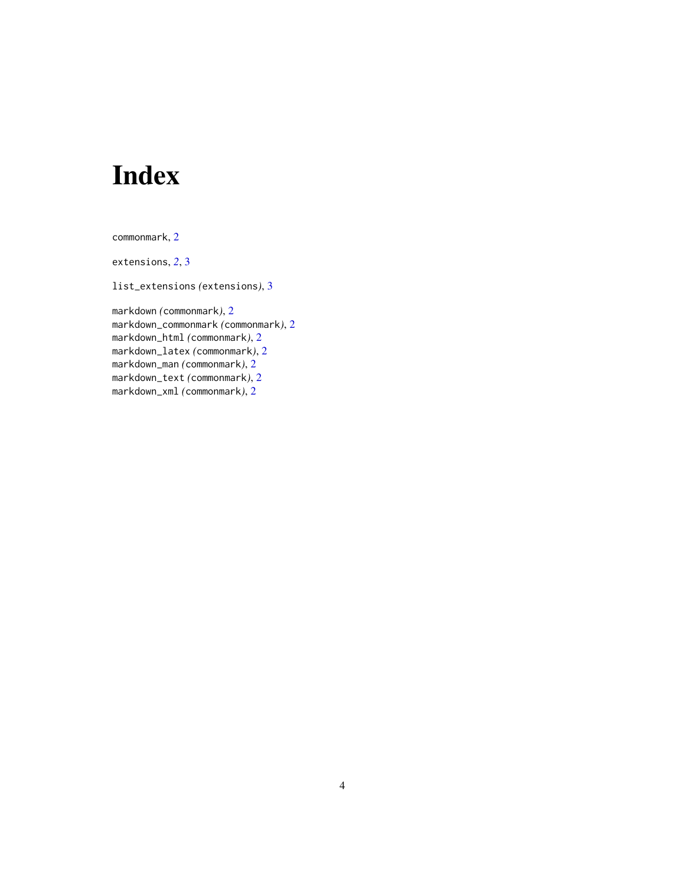# Index

commonmark, 2

extensions, *2*, 3

list_extensions *(*extensions*)*, 3

markdown *(*commonmark*)*, 2
markdown_commonmark *(*commonmark*)*, 2
markdown_html *(*commonmark*)*, 2
markdown_latex *(*commonmark*)*, 2
markdown_man *(*commonmark*)*, 2
markdown_text *(*commonmark*)*, 2
markdown_xml *(*commonmark*)*, 2